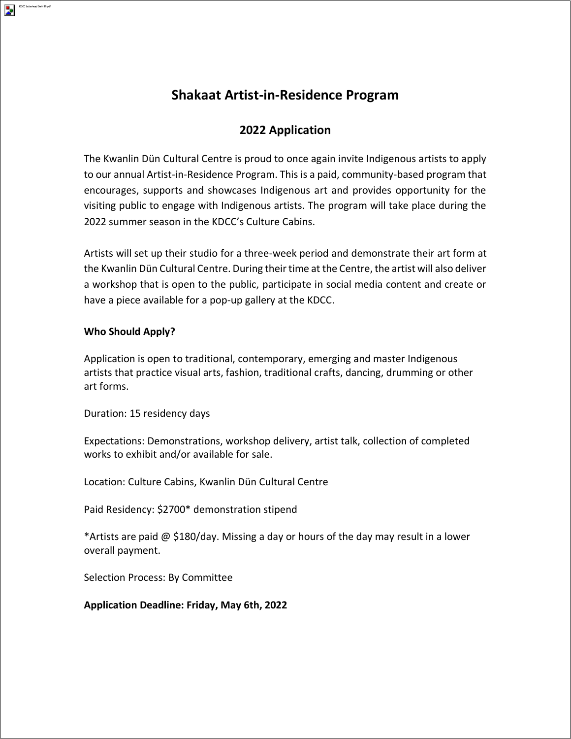# Shakaat Artist-in-Residence Program

## 2022 Application

The Kwanlin Dün Cultural Centre is proud to once again invite Indigenous artists to apply to our annual Artist-in-Residence Program. This is a paid, community-based program that encourages, supports and showcases Indigenous art and provides opportunity for the visiting public to engage with Indigenous artists. The program will take place during the 2022 summer season in the KDCC's Culture Cabins.

Artists will set up their studio for a three-week period and demonstrate their art form at the Kwanlin Dün Cultural Centre. During their time at the Centre, the artist will also deliver a workshop that is open to the public, participate in social media content and create or have a piece available for a pop-up gallery at the KDCC.

**Who Should Apply?**

Application is open to traditional, contemporary, emerging and master Indigenous artists that practice visual arts, fashion, traditional crafts, dancing, drumming or other art forms.

Duration: 15 residency days

Expectations: Demonstrations, workshop delivery, artist talk, collection of completed works to exhibit and/or available for sale.

Location: Culture Cabins, Kwanlin Dün Cultural Centre

Paid Residency: $2700* demonstration stipend

*Artists are paid @ $180/day. Missing a day or hours of the day may result in a lower overall payment.

Selection Process: By Committee

**Application Deadline: Friday, May 6th, 2022**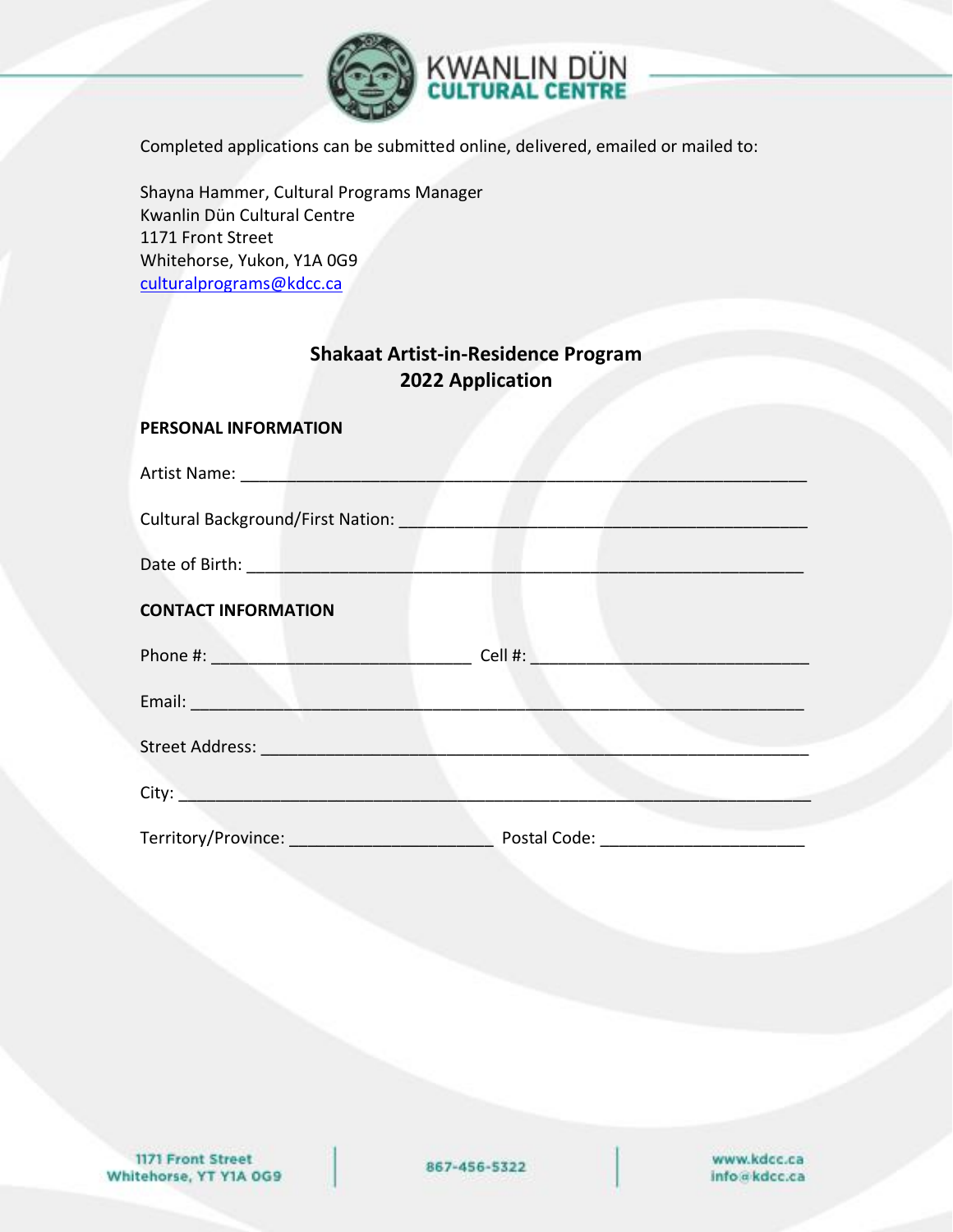Completed applications can be submitted online, delivered, emailed or mailed to:

Shayna Hammer, Cultural Programs Manager
Kwanlin Dün Cultural Centre
1171 Front Street
Whitehorse, Yukon, Y1A 0G9
culturalprograms@kdcc.ca

## Shakaat Artist-in-Residence Program
## 2022 Application

**PERSONAL INFORMATION**

Artist Name: ___________________________________________________________

Cultural Background/First Nation: _______________________________________

Date of Birth: __________________________________________________________

**CONTACT INFORMATION**

Phone #: ____________________________ Cell #: _____________________________

Email: __________________________________________________________________

Street Address: __________________________________________________________

City: ____________________________________________________________________

Territory/Province: ______________________ Postal Code: ______________________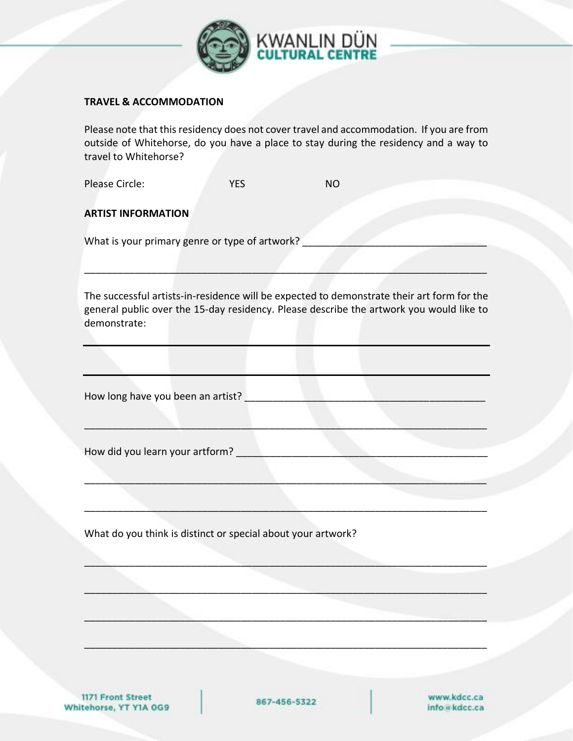**TRAVEL & ACCOMMODATION**

Please note that this residency does not cover travel and accommodation. If you are from outside of Whitehorse, do you have a place to stay during the residency and a way to travel to Whitehorse?

Please Circle: YES NO

**ARTIST INFORMATION**

What is your primary genre or type of artwork? ________________________________

___________________________________________________________________________

The successful artists-in-residence will be expected to demonstrate their art form for the general public over the 15-day residency. Please describe the artwork you would like to demonstrate:

___________________________________________________________________________

___________________________________________________________________________

How long have you been an artist? ____________________________________________

___________________________________________________________________________

How did you learn your artform? ______________________________________________

___________________________________________________________________________

___________________________________________________________________________

What do you think is distinct or special about your artwork?

___________________________________________________________________________

___________________________________________________________________________

___________________________________________________________________________

___________________________________________________________________________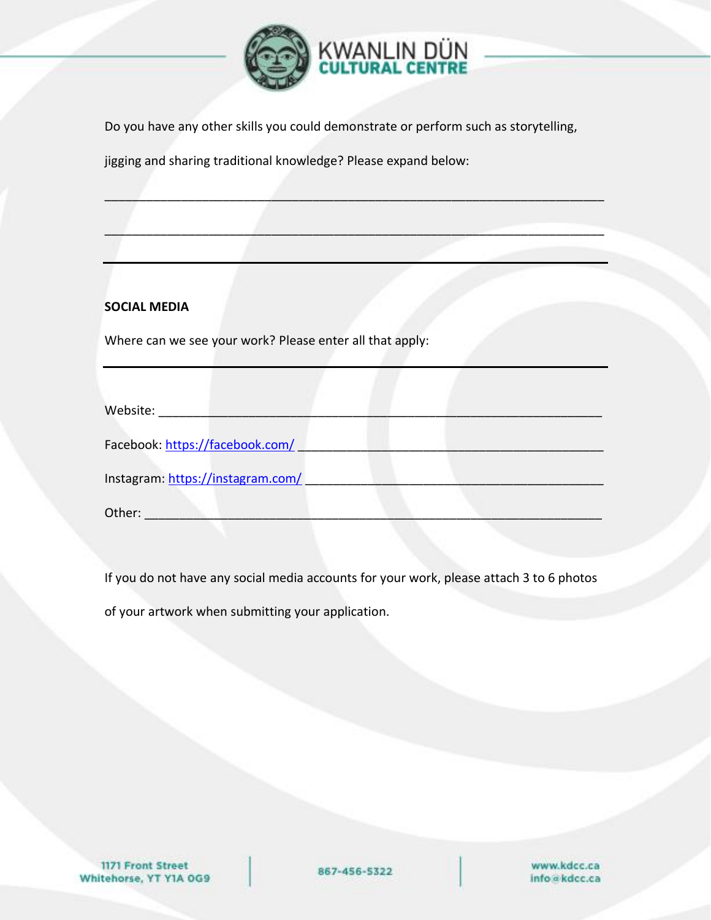Do you have any other skills you could demonstrate or perform such as storytelling, jigging and sharing traditional knowledge? Please expand below:

___________________________________________________________________________

___________________________________________________________________________

---

**SOCIAL MEDIA**

Where can we see your work? Please enter all that apply:

---

Website: ___________________________________________________________________

Facebook: https://facebook.com/ ____________________________________________

Instagram: https://instagram.com/ ___________________________________________

Other: _____________________________________________________________________

If you do not have any social media accounts for your work, please attach 3 to 6 photos of your artwork when submitting your application.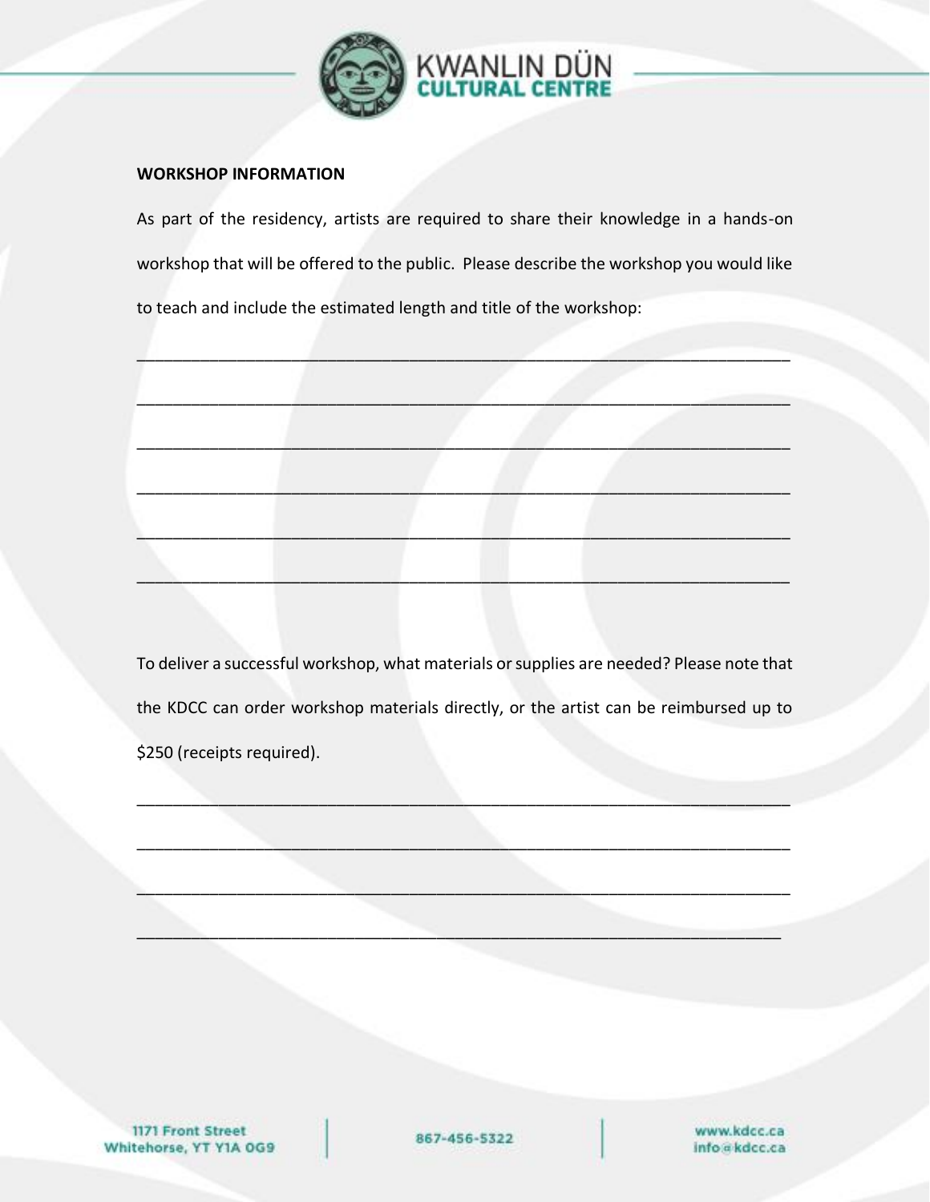**WORKSHOP INFORMATION**

As part of the residency, artists are required to share their knowledge in a hands-on workshop that will be offered to the public. Please describe the workshop you would like to teach and include the estimated length and title of the workshop:

______________________________________________________________________

______________________________________________________________________

______________________________________________________________________

______________________________________________________________________

______________________________________________________________________

______________________________________________________________________

To deliver a successful workshop, what materials or supplies are needed? Please note that the KDCC can order workshop materials directly, or the artist can be reimbursed up to $250 (receipts required).

______________________________________________________________________

______________________________________________________________________

______________________________________________________________________

______________________________________________________________________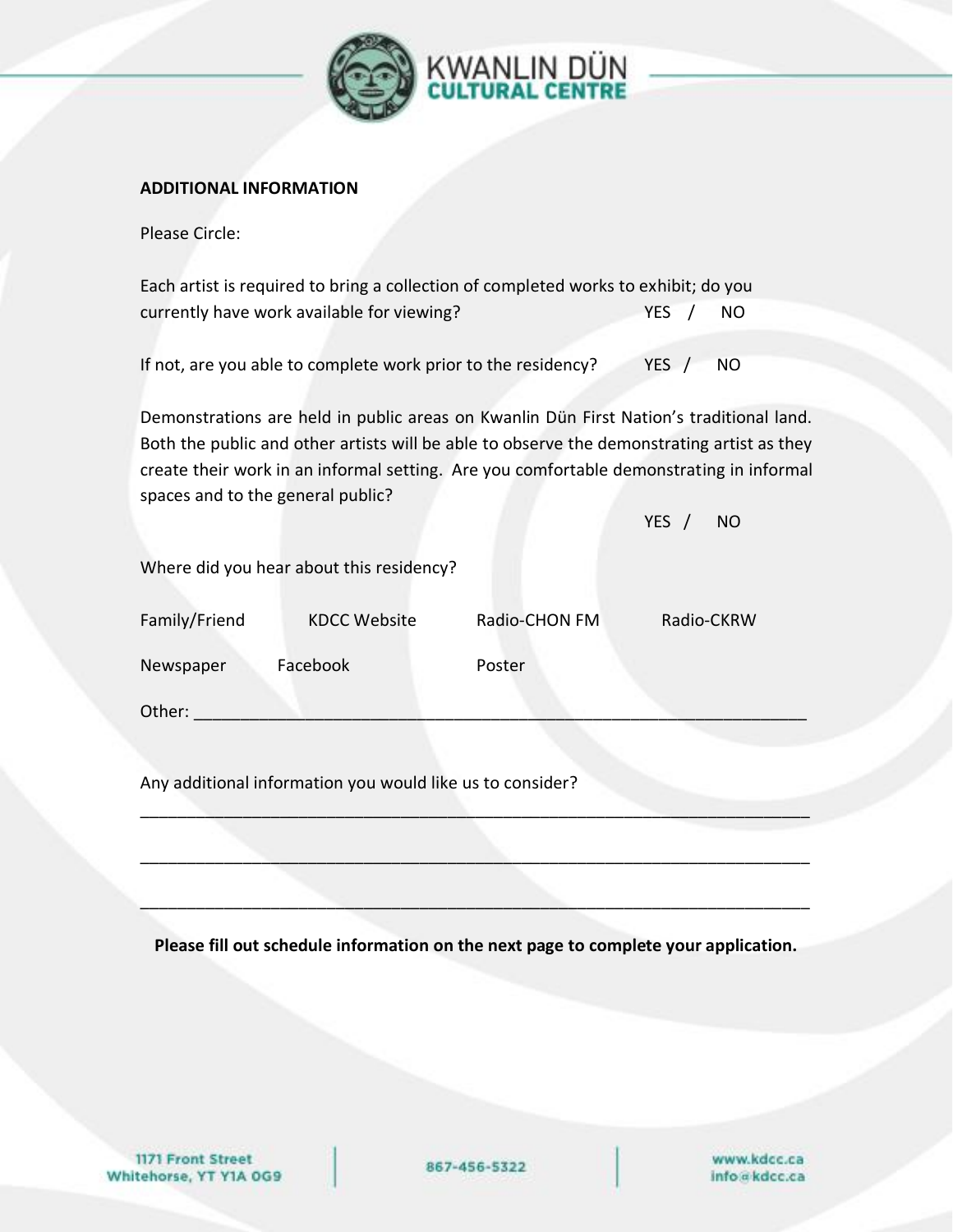**ADDITIONAL INFORMATION**

Please Circle:

Each artist is required to bring a collection of completed works to exhibit; do you currently have work available for viewing? YES / NO

If not, are you able to complete work prior to the residency? YES / NO

Demonstrations are held in public areas on Kwanlin Dün First Nation's traditional land. Both the public and other artists will be able to observe the demonstrating artist as they create their work in an informal setting. Are you comfortable demonstrating in informal spaces and to the general public?

YES / NO

Where did you hear about this residency?

Family/Friend KDCC Website Radio-CHON FM Radio-CKRW

Newspaper Facebook Poster

Other: ___________________________________________________________________

Any additional information you would like us to consider?

___________________________________________________________________________

___________________________________________________________________________

___________________________________________________________________________

**Please fill out schedule information on the next page to complete your application.**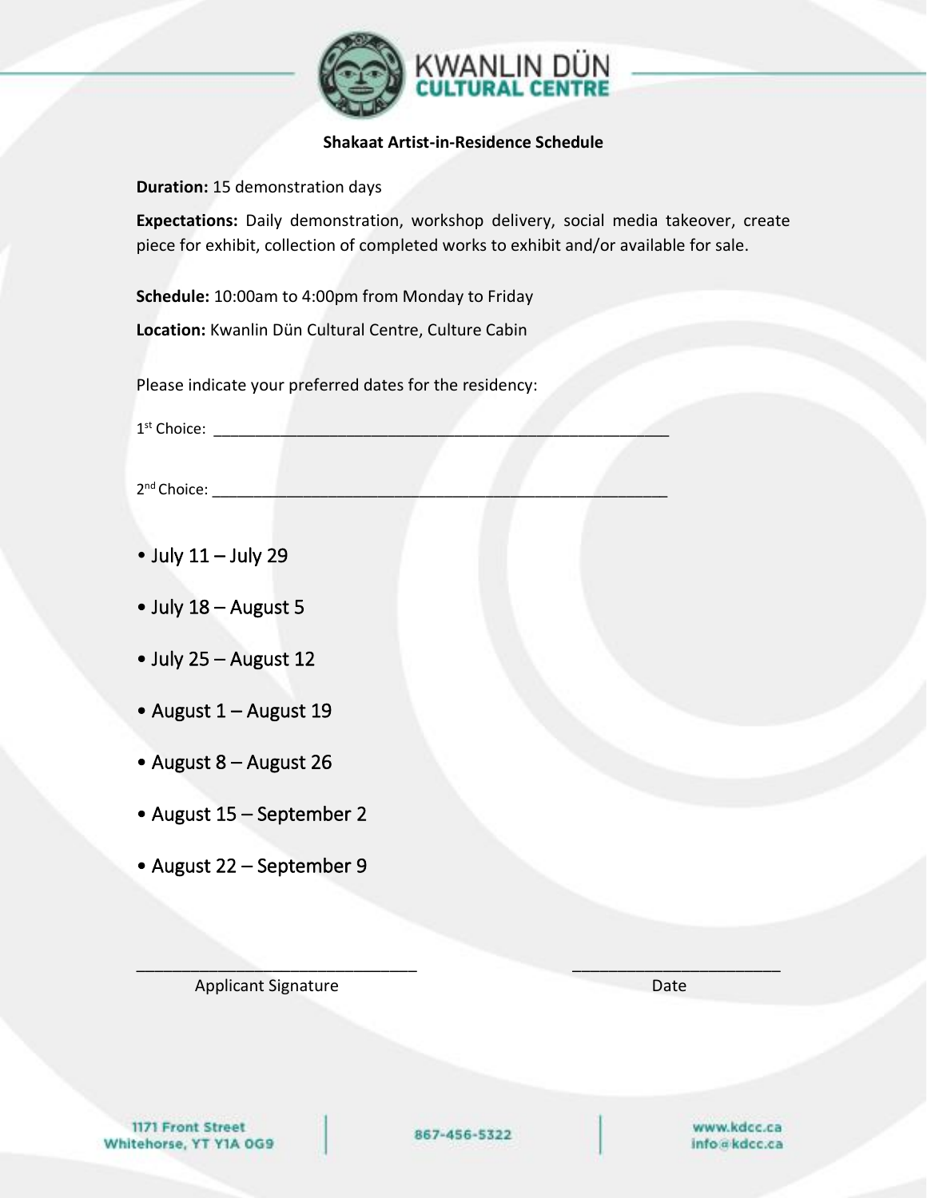**KWANLIN DÜN CULTURAL CENTRE**

**Shakaat Artist-in-Residence Schedule**

**Duration:** 15 demonstration days

**Expectations:** Daily demonstration, workshop delivery, social media takeover, create piece for exhibit, collection of completed works to exhibit and/or available for sale.

**Schedule:** 10:00am to 4:00pm from Monday to Friday

**Location:** Kwanlin Dün Cultural Centre, Culture Cabin

Please indicate your preferred dates for the residency:

1st Choice: ________________________________________________________

2nd Choice: ________________________________________________________

- July 11 – July 29
- July 18 – August 5
- July 25 – August 12
- August 1 – August 19
- August 8 – August 26
- August 15 – September 2
- August 22 – September 9

_______________________________ Applicant Signature

_______________________ Date

1171 Front Street
Whitehorse, YT Y1A 0G9

867-456-5322

www.kdcc.ca
info@kdcc.ca